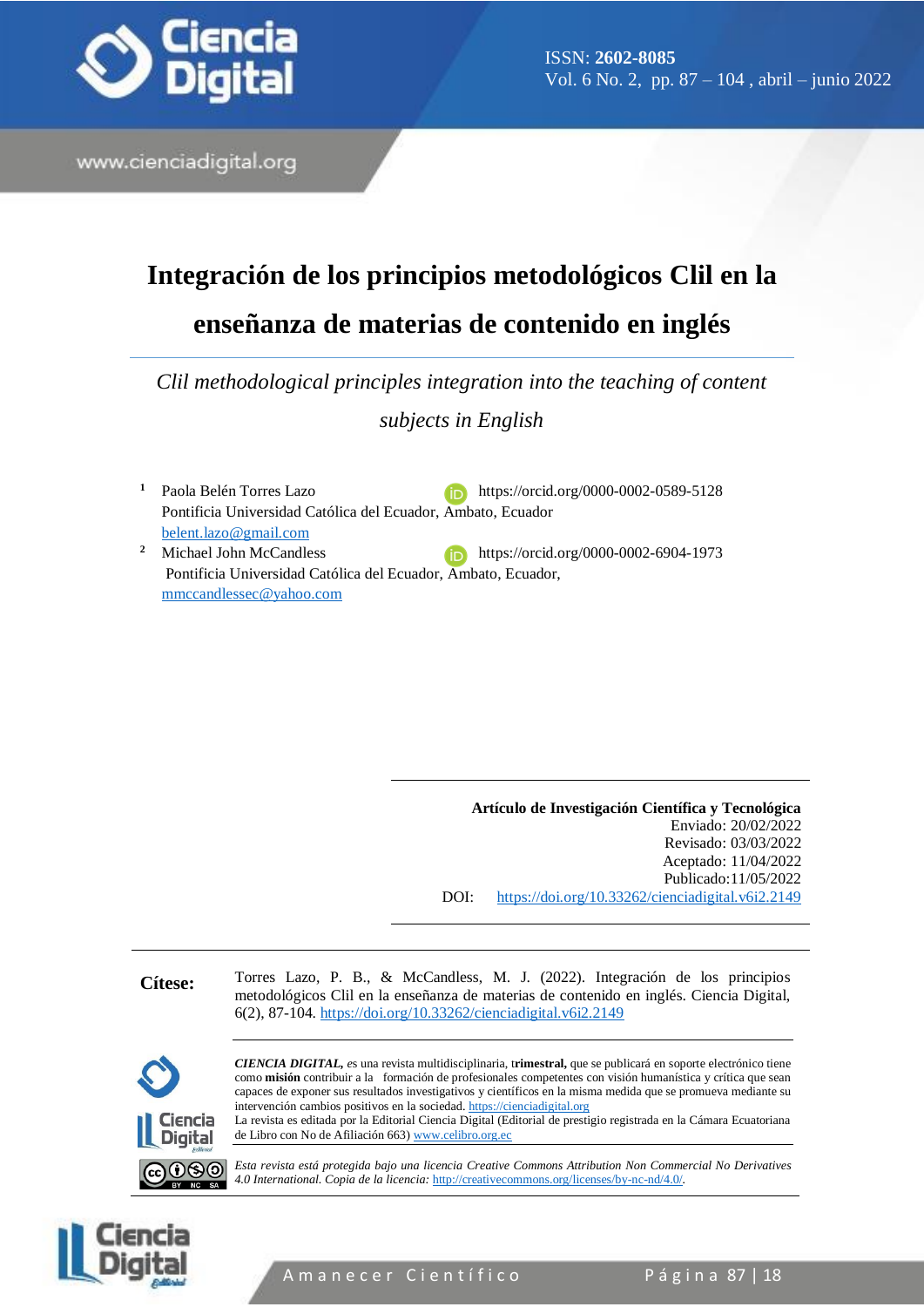# Integración de los principios metodológicos Clil en la enseñanza de materias de contenido en inglés

*Clil methodological principles integration into the teaching of content subjects in English*

[1] Paola Belén Torres Lazo https://orcid.org/0000-0002-0589-5128
Pontificia Universidad Católica del Ecuador, Ambato, Ecuador
belent.lazo@gmail.com

[2] Michael John McCandless https://orcid.org/0000-0002-6904-1973
Pontificia Universidad Católica del Ecuador, Ambato, Ecuador,
mmccandlessec@yahoo.com

**Artículo de Investigación Científica y Tecnológica**
Enviado: 20/02/2022
Revisado: 03/03/2022
Aceptado: 11/04/2022
Publicado:11/05/2022
DOI: https://doi.org/10.33262/cienciadigital.v6i2.2149

**Cítese:** Torres Lazo, P. B., & McCandless, M. J. (2022). Integración de los principios metodológicos Clil en la enseñanza de materias de contenido en inglés. Ciencia Digital, 6(2), 87-104. https://doi.org/10.33262/cienciadigital.v6i2.2149

***CIENCIA DIGITAL,*** es una revista multidisciplinaria, **trimestral,** que se publicará en soporte electrónico tiene como **misión** contribuir a la formación de profesionales competentes con visión humanística y crítica que sean capaces de exponer sus resultados investigativos y científicos en la misma medida que se promueva mediante su intervención cambios positivos en la sociedad. https://cienciadigital.org
La revista es editada por la Editorial Ciencia Digital (Editorial de prestigio registrada en la Cámara Ecuatoriana de Libro con No de Afiliación 663) www.celibro.org.ec

*Esta revista está protegida bajo una licencia Creative Commons Attribution Non Commercial No Derivatives 4.0 International. Copia de la licencia:* http://creativecommons.org/licenses/by-nc-nd/4.0/.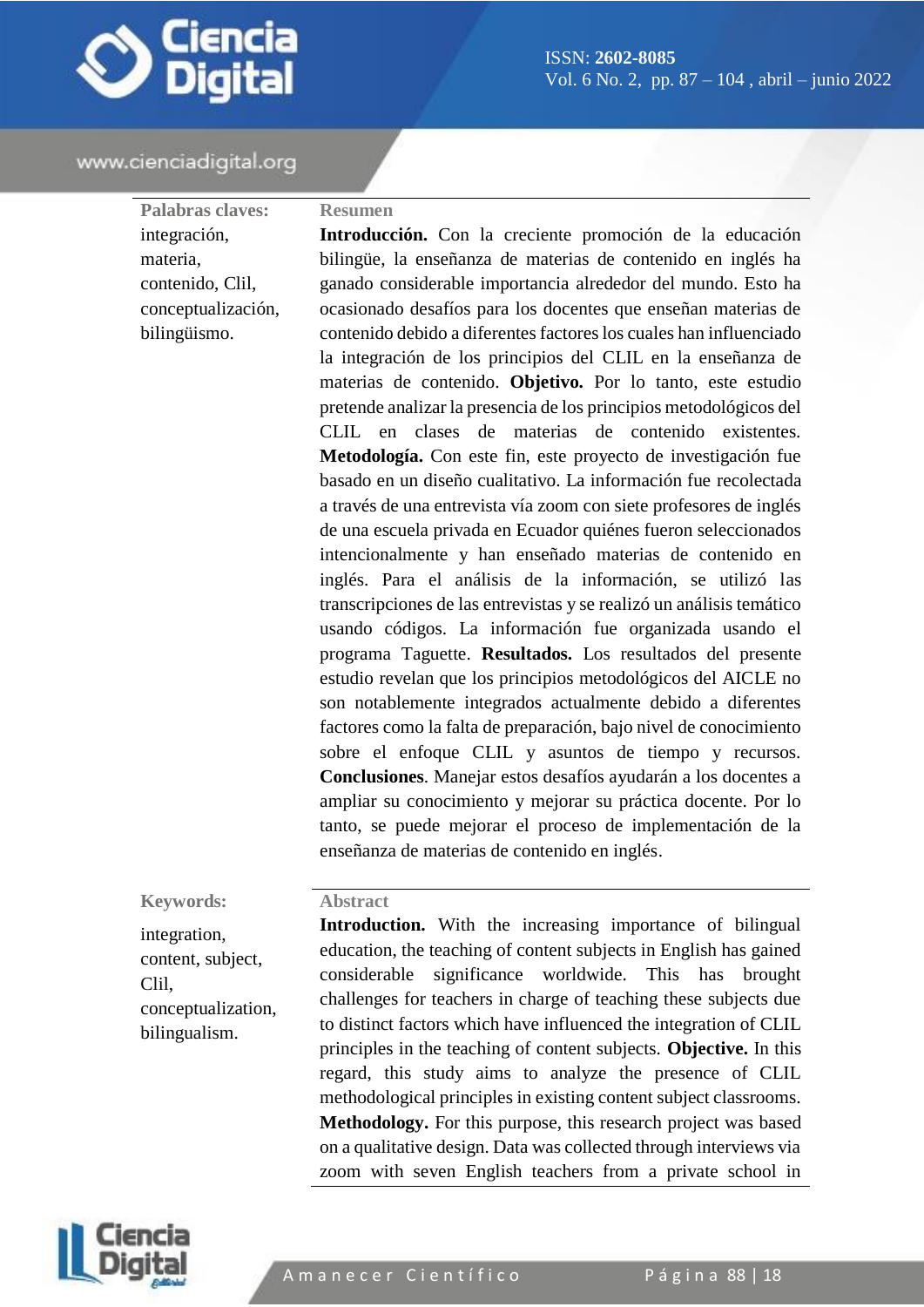**Palabras claves:** integración, materia, contenido, Clil, conceptualización, bilingüismo.

**Resumen**

**Introducción.** Con la creciente promoción de la educación bilingüe, la enseñanza de materias de contenido en inglés ha ganado considerable importancia alrededor del mundo. Esto ha ocasionado desafíos para los docentes que enseñan materias de contenido debido a diferentes factores los cuales han influenciado la integración de los principios del CLIL en la enseñanza de materias de contenido. **Objetivo.** Por lo tanto, este estudio pretende analizar la presencia de los principios metodológicos del CLIL en clases de materias de contenido existentes. **Metodología.** Con este fin, este proyecto de investigación fue basado en un diseño cualitativo. La información fue recolectada a través de una entrevista vía zoom con siete profesores de inglés de una escuela privada en Ecuador quiénes fueron seleccionados intencionalmente y han enseñado materias de contenido en inglés. Para el análisis de la información, se utilizó las transcripciones de las entrevistas y se realizó un análisis temático usando códigos. La información fue organizada usando el programa Taguette. **Resultados.** Los resultados del presente estudio revelan que los principios metodológicos del AICLE no son notablemente integrados actualmente debido a diferentes factores como la falta de preparación, bajo nivel de conocimiento sobre el enfoque CLIL y asuntos de tiempo y recursos. **Conclusiones**. Manejar estos desafíos ayudarán a los docentes a ampliar su conocimiento y mejorar su práctica docente. Por lo tanto, se puede mejorar el proceso de implementación de la enseñanza de materias de contenido en inglés.

**Keywords:** integration, content, subject, Clil, conceptualization, bilingualism.

**Abstract**

**Introduction.** With the increasing importance of bilingual education, the teaching of content subjects in English has gained considerable significance worldwide. This has brought challenges for teachers in charge of teaching these subjects due to distinct factors which have influenced the integration of CLIL principles in the teaching of content subjects. **Objective.** In this regard, this study aims to analyze the presence of CLIL methodological principles in existing content subject classrooms. **Methodology.** For this purpose, this research project was based on a qualitative design. Data was collected through interviews via zoom with seven English teachers from a private school in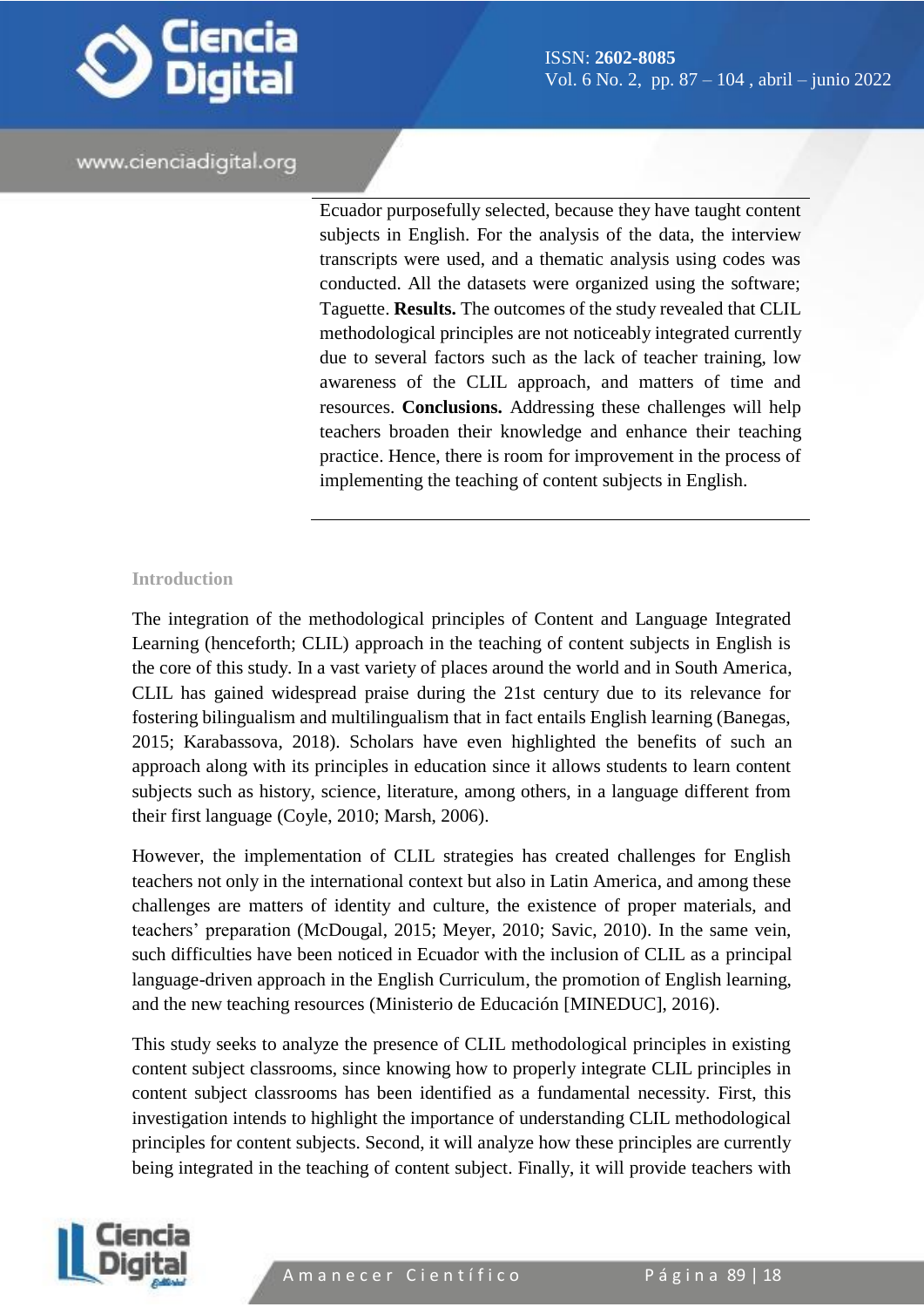Ecuador purposefully selected, because they have taught content subjects in English. For the analysis of the data, the interview transcripts were used, and a thematic analysis using codes was conducted. All the datasets were organized using the software; Taguette. **Results.** The outcomes of the study revealed that CLIL methodological principles are not noticeably integrated currently due to several factors such as the lack of teacher training, low awareness of the CLIL approach, and matters of time and resources. **Conclusions.** Addressing these challenges will help teachers broaden their knowledge and enhance their teaching practice. Hence, there is room for improvement in the process of implementing the teaching of content subjects in English.

## Introduction

The integration of the methodological principles of Content and Language Integrated Learning (henceforth; CLIL) approach in the teaching of content subjects in English is the core of this study. In a vast variety of places around the world and in South America, CLIL has gained widespread praise during the 21st century due to its relevance for fostering bilingualism and multilingualism that in fact entails English learning (Banegas, 2015; Karabassova, 2018). Scholars have even highlighted the benefits of such an approach along with its principles in education since it allows students to learn content subjects such as history, science, literature, among others, in a language different from their first language (Coyle, 2010; Marsh, 2006).

However, the implementation of CLIL strategies has created challenges for English teachers not only in the international context but also in Latin America, and among these challenges are matters of identity and culture, the existence of proper materials, and teachers' preparation (McDougal, 2015; Meyer, 2010; Savic, 2010). In the same vein, such difficulties have been noticed in Ecuador with the inclusion of CLIL as a principal language-driven approach in the English Curriculum, the promotion of English learning, and the new teaching resources (Ministerio de Educación [MINEDUC], 2016).

This study seeks to analyze the presence of CLIL methodological principles in existing content subject classrooms, since knowing how to properly integrate CLIL principles in content subject classrooms has been identified as a fundamental necessity. First, this investigation intends to highlight the importance of understanding CLIL methodological principles for content subjects. Second, it will analyze how these principles are currently being integrated in the teaching of content subject. Finally, it will provide teachers with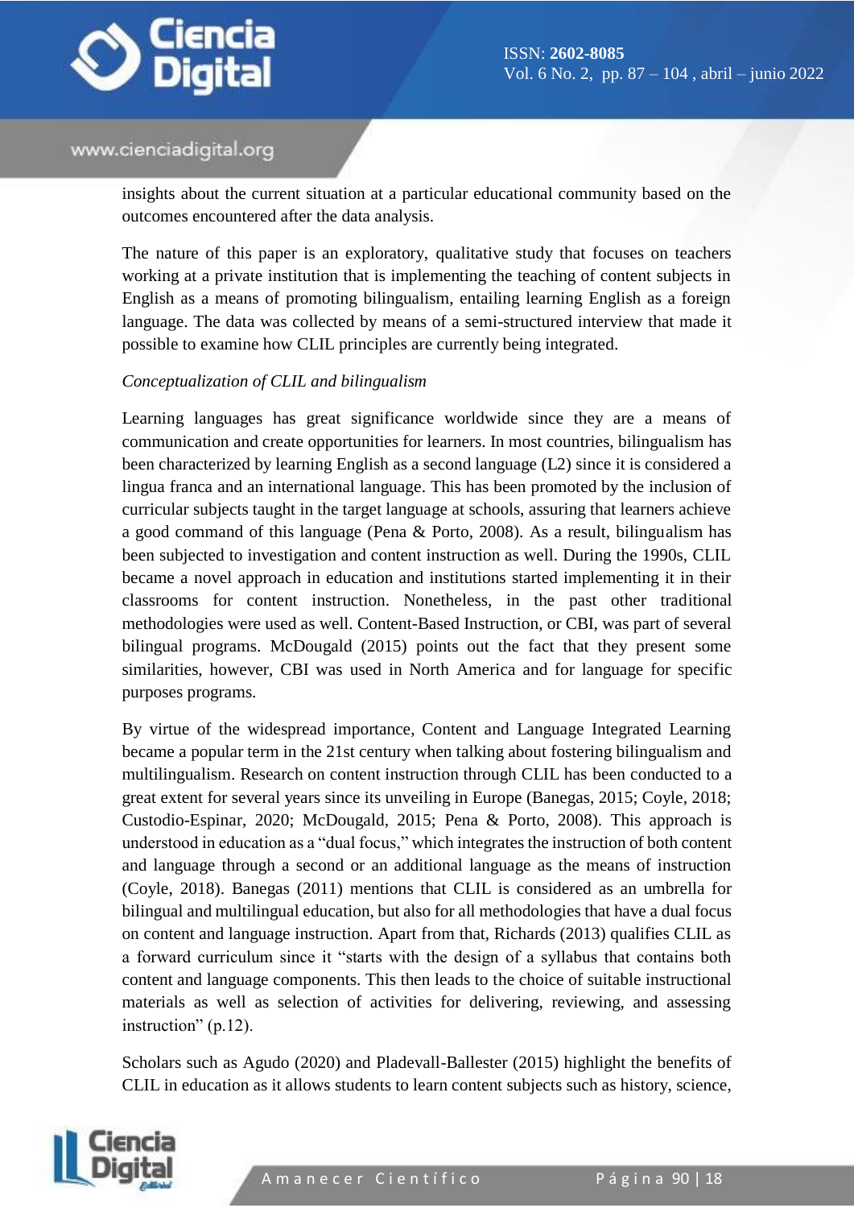insights about the current situation at a particular educational community based on the outcomes encountered after the data analysis.

The nature of this paper is an exploratory, qualitative study that focuses on teachers working at a private institution that is implementing the teaching of content subjects in English as a means of promoting bilingualism, entailing learning English as a foreign language. The data was collected by means of a semi-structured interview that made it possible to examine how CLIL principles are currently being integrated.

*Conceptualization of CLIL and bilingualism*

Learning languages has great significance worldwide since they are a means of communication and create opportunities for learners. In most countries, bilingualism has been characterized by learning English as a second language (L2) since it is considered a lingua franca and an international language. This has been promoted by the inclusion of curricular subjects taught in the target language at schools, assuring that learners achieve a good command of this language (Pena & Porto, 2008). As a result, bilingualism has been subjected to investigation and content instruction as well. During the 1990s, CLIL became a novel approach in education and institutions started implementing it in their classrooms for content instruction. Nonetheless, in the past other traditional methodologies were used as well. Content-Based Instruction, or CBI, was part of several bilingual programs. McDougald (2015) points out the fact that they present some similarities, however, CBI was used in North America and for language for specific purposes programs.

By virtue of the widespread importance, Content and Language Integrated Learning became a popular term in the 21st century when talking about fostering bilingualism and multilingualism. Research on content instruction through CLIL has been conducted to a great extent for several years since its unveiling in Europe (Banegas, 2015; Coyle, 2018; Custodio-Espinar, 2020; McDougald, 2015; Pena & Porto, 2008). This approach is understood in education as a "dual focus," which integrates the instruction of both content and language through a second or an additional language as the means of instruction (Coyle, 2018). Banegas (2011) mentions that CLIL is considered as an umbrella for bilingual and multilingual education, but also for all methodologies that have a dual focus on content and language instruction. Apart from that, Richards (2013) qualifies CLIL as a forward curriculum since it "starts with the design of a syllabus that contains both content and language components. This then leads to the choice of suitable instructional materials as well as selection of activities for delivering, reviewing, and assessing instruction" (p.12).

Scholars such as Agudo (2020) and Pladevall-Ballester (2015) highlight the benefits of CLIL in education as it allows students to learn content subjects such as history, science,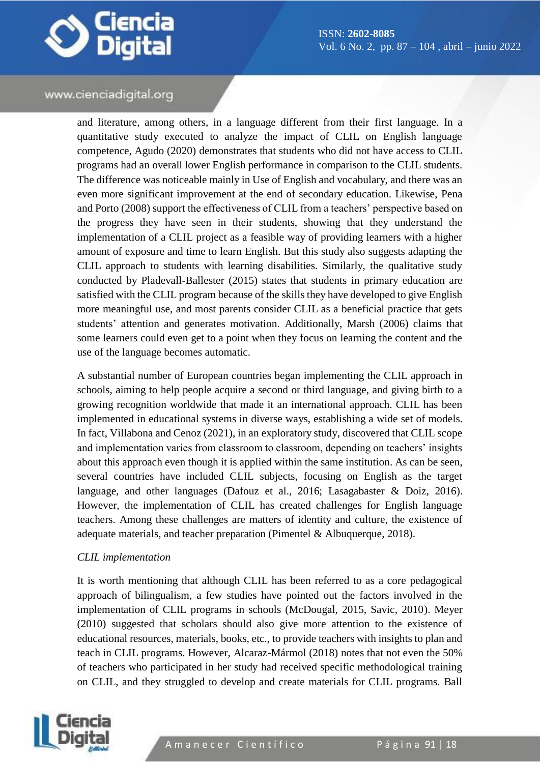and literature, among others, in a language different from their first language. In a quantitative study executed to analyze the impact of CLIL on English language competence, Agudo (2020) demonstrates that students who did not have access to CLIL programs had an overall lower English performance in comparison to the CLIL students. The difference was noticeable mainly in Use of English and vocabulary, and there was an even more significant improvement at the end of secondary education. Likewise, Pena and Porto (2008) support the effectiveness of CLIL from a teachers' perspective based on the progress they have seen in their students, showing that they understand the implementation of a CLIL project as a feasible way of providing learners with a higher amount of exposure and time to learn English. But this study also suggests adapting the CLIL approach to students with learning disabilities. Similarly, the qualitative study conducted by Pladevall-Ballester (2015) states that students in primary education are satisfied with the CLIL program because of the skills they have developed to give English more meaningful use, and most parents consider CLIL as a beneficial practice that gets students' attention and generates motivation. Additionally, Marsh (2006) claims that some learners could even get to a point when they focus on learning the content and the use of the language becomes automatic.

A substantial number of European countries began implementing the CLIL approach in schools, aiming to help people acquire a second or third language, and giving birth to a growing recognition worldwide that made it an international approach. CLIL has been implemented in educational systems in diverse ways, establishing a wide set of models. In fact, Villabona and Cenoz (2021), in an exploratory study, discovered that CLIL scope and implementation varies from classroom to classroom, depending on teachers' insights about this approach even though it is applied within the same institution. As can be seen, several countries have included CLIL subjects, focusing on English as the target language, and other languages (Dafouz et al., 2016; Lasagabaster & Doiz, 2016). However, the implementation of CLIL has created challenges for English language teachers. Among these challenges are matters of identity and culture, the existence of adequate materials, and teacher preparation (Pimentel & Albuquerque, 2018).

*CLIL implementation*

It is worth mentioning that although CLIL has been referred to as a core pedagogical approach of bilingualism, a few studies have pointed out the factors involved in the implementation of CLIL programs in schools (McDougal, 2015, Savic, 2010). Meyer (2010) suggested that scholars should also give more attention to the existence of educational resources, materials, books, etc., to provide teachers with insights to plan and teach in CLIL programs. However, Alcaraz-Mármol (2018) notes that not even the 50% of teachers who participated in her study had received specific methodological training on CLIL, and they struggled to develop and create materials for CLIL programs. Ball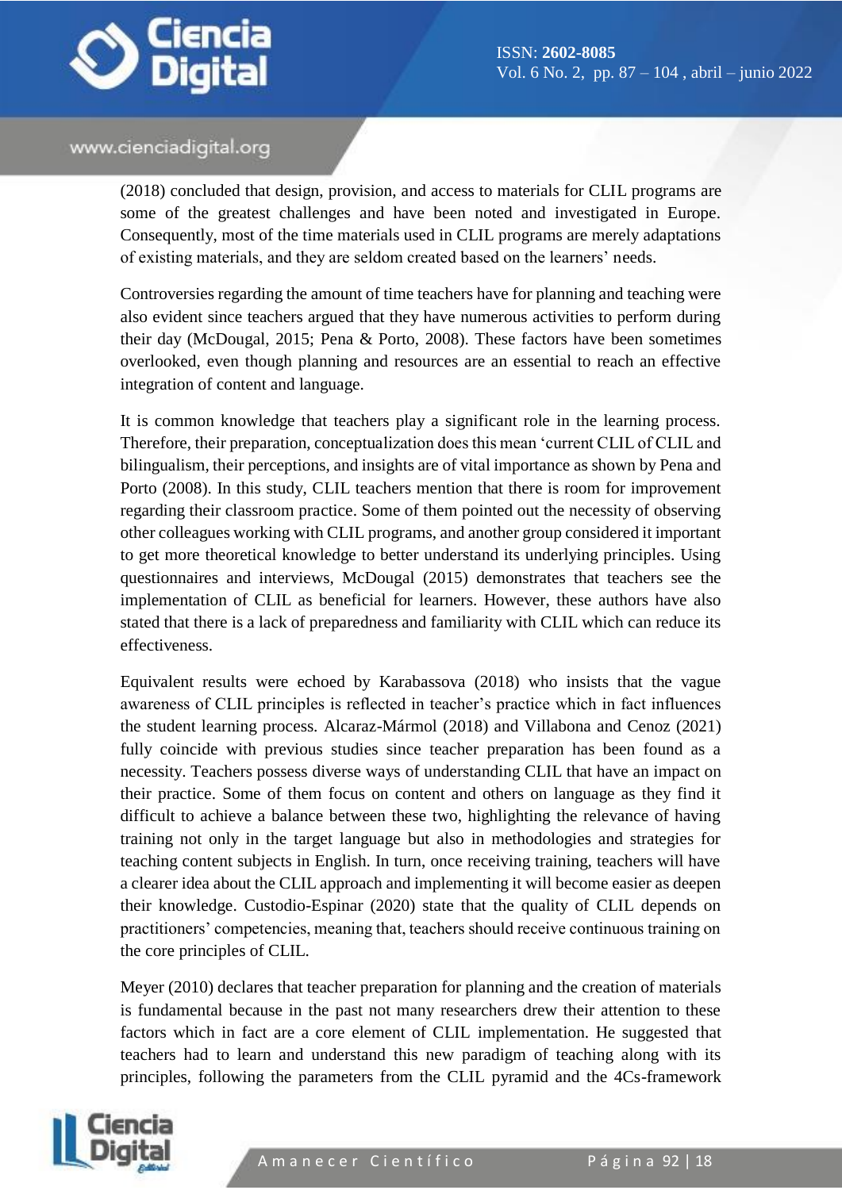(2018) concluded that design, provision, and access to materials for CLIL programs are some of the greatest challenges and have been noted and investigated in Europe. Consequently, most of the time materials used in CLIL programs are merely adaptations of existing materials, and they are seldom created based on the learners' needs.

Controversies regarding the amount of time teachers have for planning and teaching were also evident since teachers argued that they have numerous activities to perform during their day (McDougal, 2015; Pena & Porto, 2008). These factors have been sometimes overlooked, even though planning and resources are an essential to reach an effective integration of content and language.

It is common knowledge that teachers play a significant role in the learning process. Therefore, their preparation, conceptualization does this mean 'current CLIL of CLIL and bilingualism, their perceptions, and insights are of vital importance as shown by Pena and Porto (2008). In this study, CLIL teachers mention that there is room for improvement regarding their classroom practice. Some of them pointed out the necessity of observing other colleagues working with CLIL programs, and another group considered it important to get more theoretical knowledge to better understand its underlying principles. Using questionnaires and interviews, McDougal (2015) demonstrates that teachers see the implementation of CLIL as beneficial for learners. However, these authors have also stated that there is a lack of preparedness and familiarity with CLIL which can reduce its effectiveness.

Equivalent results were echoed by Karabassova (2018) who insists that the vague awareness of CLIL principles is reflected in teacher's practice which in fact influences the student learning process. Alcaraz-Mármol (2018) and Villabona and Cenoz (2021) fully coincide with previous studies since teacher preparation has been found as a necessity. Teachers possess diverse ways of understanding CLIL that have an impact on their practice. Some of them focus on content and others on language as they find it difficult to achieve a balance between these two, highlighting the relevance of having training not only in the target language but also in methodologies and strategies for teaching content subjects in English. In turn, once receiving training, teachers will have a clearer idea about the CLIL approach and implementing it will become easier as deepen their knowledge. Custodio-Espinar (2020) state that the quality of CLIL depends on practitioners' competencies, meaning that, teachers should receive continuous training on the core principles of CLIL.

Meyer (2010) declares that teacher preparation for planning and the creation of materials is fundamental because in the past not many researchers drew their attention to these factors which in fact are a core element of CLIL implementation. He suggested that teachers had to learn and understand this new paradigm of teaching along with its principles, following the parameters from the CLIL pyramid and the 4Cs-framework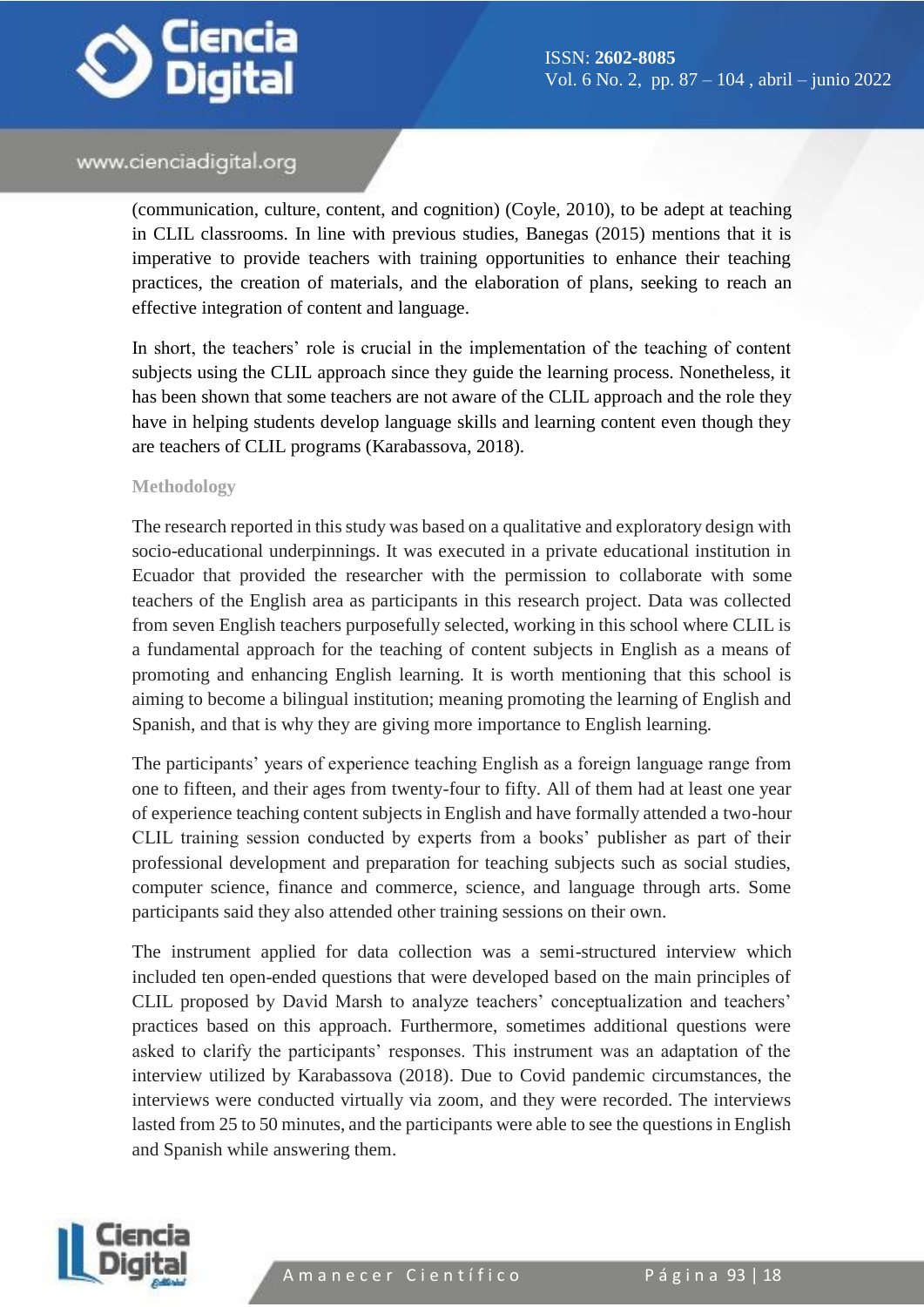(communication, culture, content, and cognition) (Coyle, 2010), to be adept at teaching in CLIL classrooms. In line with previous studies, Banegas (2015) mentions that it is imperative to provide teachers with training opportunities to enhance their teaching practices, the creation of materials, and the elaboration of plans, seeking to reach an effective integration of content and language.

In short, the teachers' role is crucial in the implementation of the teaching of content subjects using the CLIL approach since they guide the learning process. Nonetheless, it has been shown that some teachers are not aware of the CLIL approach and the role they have in helping students develop language skills and learning content even though they are teachers of CLIL programs (Karabassova, 2018).

## Methodology

The research reported in this study was based on a qualitative and exploratory design with socio-educational underpinnings. It was executed in a private educational institution in Ecuador that provided the researcher with the permission to collaborate with some teachers of the English area as participants in this research project. Data was collected from seven English teachers purposefully selected, working in this school where CLIL is a fundamental approach for the teaching of content subjects in English as a means of promoting and enhancing English learning. It is worth mentioning that this school is aiming to become a bilingual institution; meaning promoting the learning of English and Spanish, and that is why they are giving more importance to English learning.

The participants' years of experience teaching English as a foreign language range from one to fifteen, and their ages from twenty-four to fifty. All of them had at least one year of experience teaching content subjects in English and have formally attended a two-hour CLIL training session conducted by experts from a books' publisher as part of their professional development and preparation for teaching subjects such as social studies, computer science, finance and commerce, science, and language through arts. Some participants said they also attended other training sessions on their own.

The instrument applied for data collection was a semi-structured interview which included ten open-ended questions that were developed based on the main principles of CLIL proposed by David Marsh to analyze teachers' conceptualization and teachers' practices based on this approach. Furthermore, sometimes additional questions were asked to clarify the participants' responses. This instrument was an adaptation of the interview utilized by Karabassova (2018). Due to Covid pandemic circumstances, the interviews were conducted virtually via zoom, and they were recorded. The interviews lasted from 25 to 50 minutes, and the participants were able to see the questions in English and Spanish while answering them.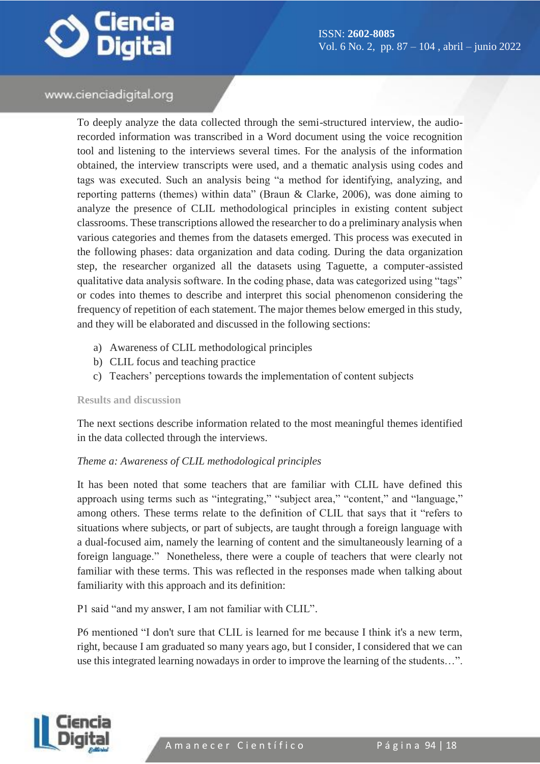To deeply analyze the data collected through the semi-structured interview, the audio-recorded information was transcribed in a Word document using the voice recognition tool and listening to the interviews several times. For the analysis of the information obtained, the interview transcripts were used, and a thematic analysis using codes and tags was executed. Such an analysis being "a method for identifying, analyzing, and reporting patterns (themes) within data" (Braun & Clarke, 2006), was done aiming to analyze the presence of CLIL methodological principles in existing content subject classrooms. These transcriptions allowed the researcher to do a preliminary analysis when various categories and themes from the datasets emerged. This process was executed in the following phases: data organization and data coding. During the data organization step, the researcher organized all the datasets using Taguette, a computer-assisted qualitative data analysis software. In the coding phase, data was categorized using "tags" or codes into themes to describe and interpret this social phenomenon considering the frequency of repetition of each statement. The major themes below emerged in this study, and they will be elaborated and discussed in the following sections:

a) Awareness of CLIL methodological principles
b) CLIL focus and teaching practice
c) Teachers' perceptions towards the implementation of content subjects

## Results and discussion

The next sections describe information related to the most meaningful themes identified in the data collected through the interviews.

### *Theme a: Awareness of CLIL methodological principles*

It has been noted that some teachers that are familiar with CLIL have defined this approach using terms such as "integrating," "subject area," "content," and "language," among others. These terms relate to the definition of CLIL that says that it "refers to situations where subjects, or part of subjects, are taught through a foreign language with a dual-focused aim, namely the learning of content and the simultaneously learning of a foreign language." Nonetheless, there were a couple of teachers that were clearly not familiar with these terms. This was reflected in the responses made when talking about familiarity with this approach and its definition:

P1 said "and my answer, I am not familiar with CLIL".

P6 mentioned "I don't sure that CLIL is learned for me because I think it's a new term, right, because I am graduated so many years ago, but I consider, I considered that we can use this integrated learning nowadays in order to improve the learning of the students…".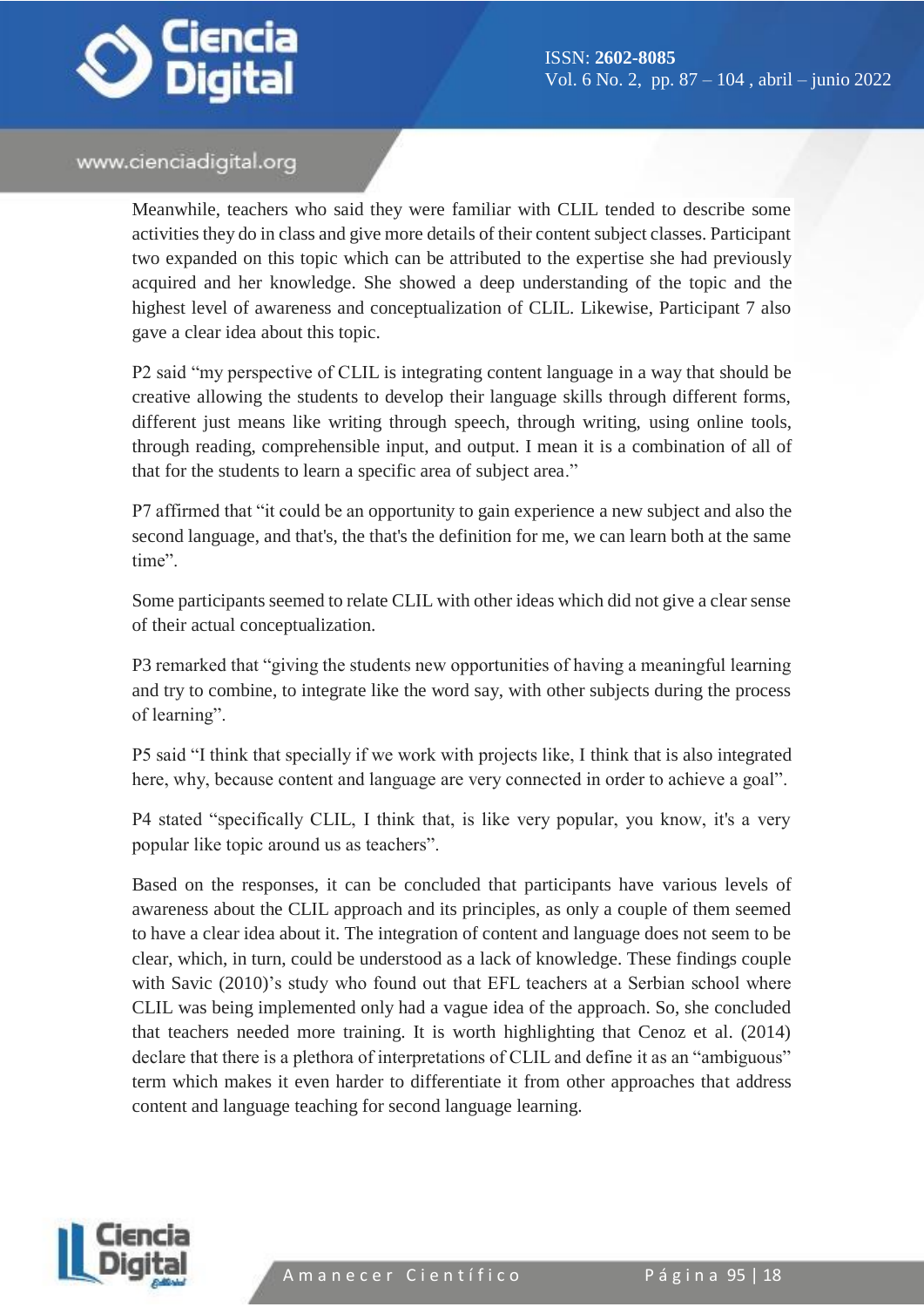Meanwhile, teachers who said they were familiar with CLIL tended to describe some activities they do in class and give more details of their content subject classes. Participant two expanded on this topic which can be attributed to the expertise she had previously acquired and her knowledge. She showed a deep understanding of the topic and the highest level of awareness and conceptualization of CLIL. Likewise, Participant 7 also gave a clear idea about this topic.

P2 said "my perspective of CLIL is integrating content language in a way that should be creative allowing the students to develop their language skills through different forms, different just means like writing through speech, through writing, using online tools, through reading, comprehensible input, and output. I mean it is a combination of all of that for the students to learn a specific area of subject area."

P7 affirmed that "it could be an opportunity to gain experience a new subject and also the second language, and that's, the that's the definition for me, we can learn both at the same time".

Some participants seemed to relate CLIL with other ideas which did not give a clear sense of their actual conceptualization.

P3 remarked that "giving the students new opportunities of having a meaningful learning and try to combine, to integrate like the word say, with other subjects during the process of learning".

P5 said "I think that specially if we work with projects like, I think that is also integrated here, why, because content and language are very connected in order to achieve a goal".

P4 stated "specifically CLIL, I think that, is like very popular, you know, it's a very popular like topic around us as teachers".

Based on the responses, it can be concluded that participants have various levels of awareness about the CLIL approach and its principles, as only a couple of them seemed to have a clear idea about it. The integration of content and language does not seem to be clear, which, in turn, could be understood as a lack of knowledge. These findings couple with Savic (2010)'s study who found out that EFL teachers at a Serbian school where CLIL was being implemented only had a vague idea of the approach. So, she concluded that teachers needed more training. It is worth highlighting that Cenoz et al. (2014) declare that there is a plethora of interpretations of CLIL and define it as an "ambiguous" term which makes it even harder to differentiate it from other approaches that address content and language teaching for second language learning.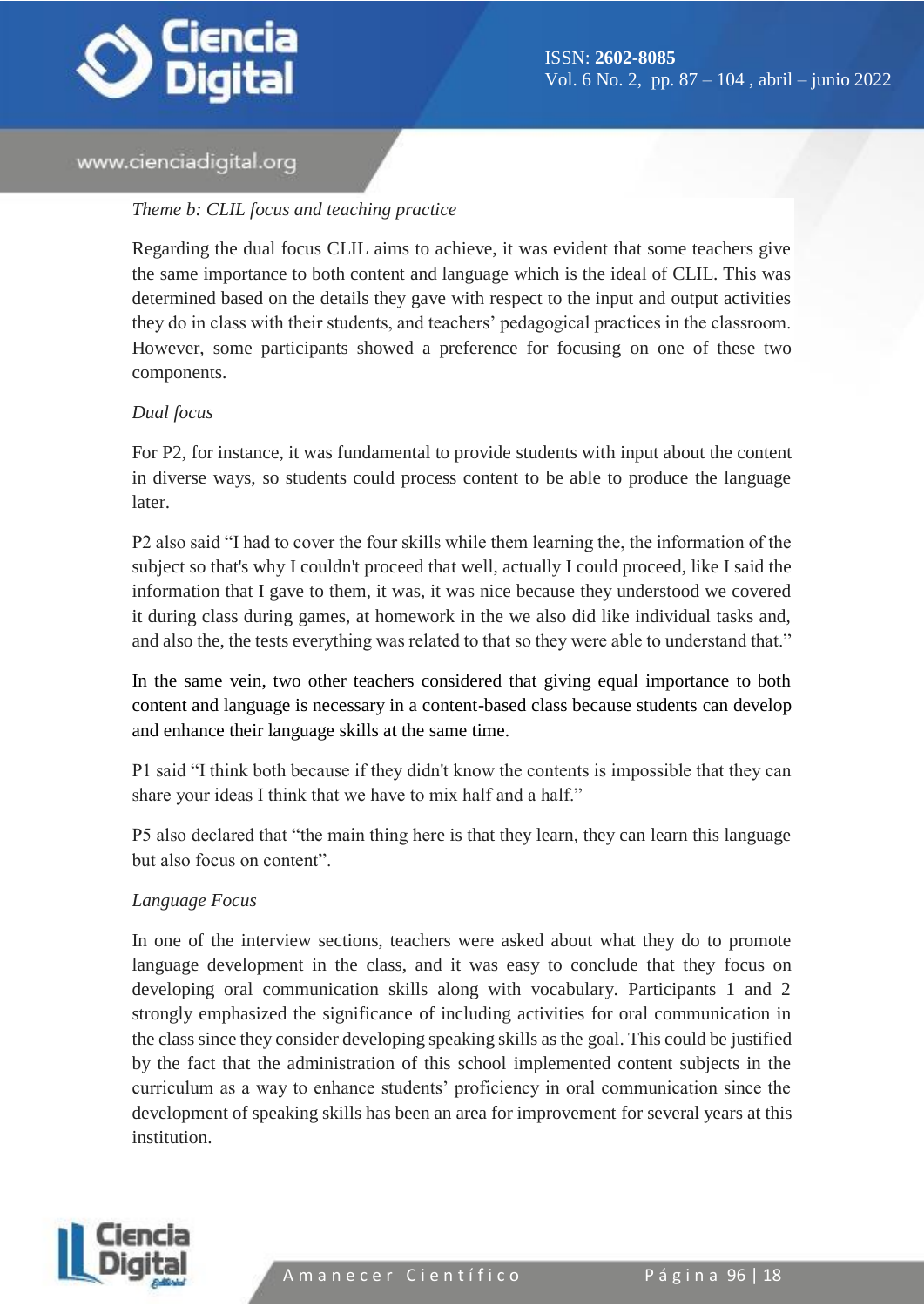*Theme b: CLIL focus and teaching practice*

Regarding the dual focus CLIL aims to achieve, it was evident that some teachers give the same importance to both content and language which is the ideal of CLIL. This was determined based on the details they gave with respect to the input and output activities they do in class with their students, and teachers' pedagogical practices in the classroom. However, some participants showed a preference for focusing on one of these two components.

*Dual focus*

For P2, for instance, it was fundamental to provide students with input about the content in diverse ways, so students could process content to be able to produce the language later.

P2 also said "I had to cover the four skills while them learning the, the information of the subject so that's why I couldn't proceed that well, actually I could proceed, like I said the information that I gave to them, it was, it was nice because they understood we covered it during class during games, at homework in the we also did like individual tasks and, and also the, the tests everything was related to that so they were able to understand that."

In the same vein, two other teachers considered that giving equal importance to both content and language is necessary in a content-based class because students can develop and enhance their language skills at the same time.

P1 said "I think both because if they didn't know the contents is impossible that they can share your ideas I think that we have to mix half and a half."

P5 also declared that "the main thing here is that they learn, they can learn this language but also focus on content".

*Language Focus*

In one of the interview sections, teachers were asked about what they do to promote language development in the class, and it was easy to conclude that they focus on developing oral communication skills along with vocabulary. Participants 1 and 2 strongly emphasized the significance of including activities for oral communication in the class since they consider developing speaking skills as the goal. This could be justified by the fact that the administration of this school implemented content subjects in the curriculum as a way to enhance students' proficiency in oral communication since the development of speaking skills has been an area for improvement for several years at this institution.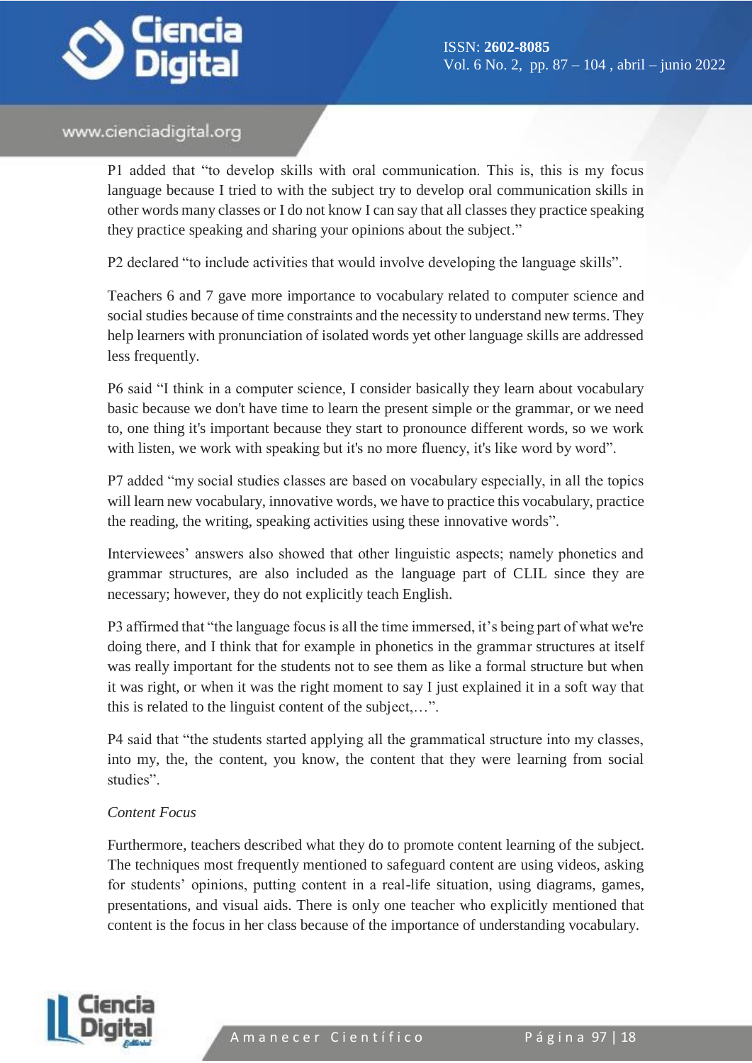P1 added that “to develop skills with oral communication. This is, this is my focus language because I tried to with the subject try to develop oral communication skills in other words many classes or I do not know I can say that all classes they practice speaking they practice speaking and sharing your opinions about the subject.”

P2 declared “to include activities that would involve developing the language skills”.

Teachers 6 and 7 gave more importance to vocabulary related to computer science and social studies because of time constraints and the necessity to understand new terms. They help learners with pronunciation of isolated words yet other language skills are addressed less frequently.

P6 said “I think in a computer science, I consider basically they learn about vocabulary basic because we don't have time to learn the present simple or the grammar, or we need to, one thing it's important because they start to pronounce different words, so we work with listen, we work with speaking but it's no more fluency, it's like word by word”.

P7 added “my social studies classes are based on vocabulary especially, in all the topics will learn new vocabulary, innovative words, we have to practice this vocabulary, practice the reading, the writing, speaking activities using these innovative words”.

Interviewees’ answers also showed that other linguistic aspects; namely phonetics and grammar structures, are also included as the language part of CLIL since they are necessary; however, they do not explicitly teach English.

P3 affirmed that “the language focus is all the time immersed, it’s being part of what we're doing there, and I think that for example in phonetics in the grammar structures at itself was really important for the students not to see them as like a formal structure but when it was right, or when it was the right moment to say I just explained it in a soft way that this is related to the linguist content of the subject,…”.

P4 said that “the students started applying all the grammatical structure into my classes, into my, the, the content, you know, the content that they were learning from social studies”.

*Content Focus*

Furthermore, teachers described what they do to promote content learning of the subject. The techniques most frequently mentioned to safeguard content are using videos, asking for students’ opinions, putting content in a real-life situation, using diagrams, games, presentations, and visual aids. There is only one teacher who explicitly mentioned that content is the focus in her class because of the importance of understanding vocabulary.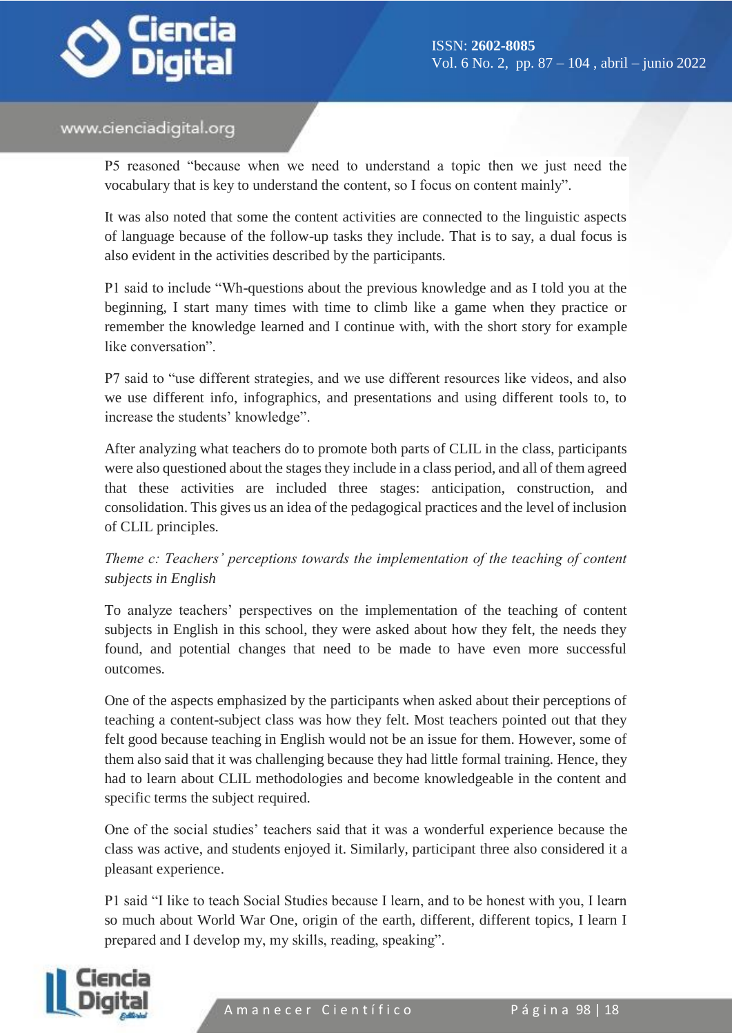P5 reasoned "because when we need to understand a topic then we just need the vocabulary that is key to understand the content, so I focus on content mainly".

It was also noted that some the content activities are connected to the linguistic aspects of language because of the follow-up tasks they include. That is to say, a dual focus is also evident in the activities described by the participants.

P1 said to include "Wh-questions about the previous knowledge and as I told you at the beginning, I start many times with time to climb like a game when they practice or remember the knowledge learned and I continue with, with the short story for example like conversation".

P7 said to "use different strategies, and we use different resources like videos, and also we use different info, infographics, and presentations and using different tools to, to increase the students' knowledge".

After analyzing what teachers do to promote both parts of CLIL in the class, participants were also questioned about the stages they include in a class period, and all of them agreed that these activities are included three stages: anticipation, construction, and consolidation. This gives us an idea of the pedagogical practices and the level of inclusion of CLIL principles.

*Theme c: Teachers' perceptions towards the implementation of the teaching of content subjects in English*

To analyze teachers' perspectives on the implementation of the teaching of content subjects in English in this school, they were asked about how they felt, the needs they found, and potential changes that need to be made to have even more successful outcomes.

One of the aspects emphasized by the participants when asked about their perceptions of teaching a content-subject class was how they felt. Most teachers pointed out that they felt good because teaching in English would not be an issue for them. However, some of them also said that it was challenging because they had little formal training. Hence, they had to learn about CLIL methodologies and become knowledgeable in the content and specific terms the subject required.

One of the social studies' teachers said that it was a wonderful experience because the class was active, and students enjoyed it. Similarly, participant three also considered it a pleasant experience.

P1 said "I like to teach Social Studies because I learn, and to be honest with you, I learn so much about World War One, origin of the earth, different, different topics, I learn I prepared and I develop my, my skills, reading, speaking".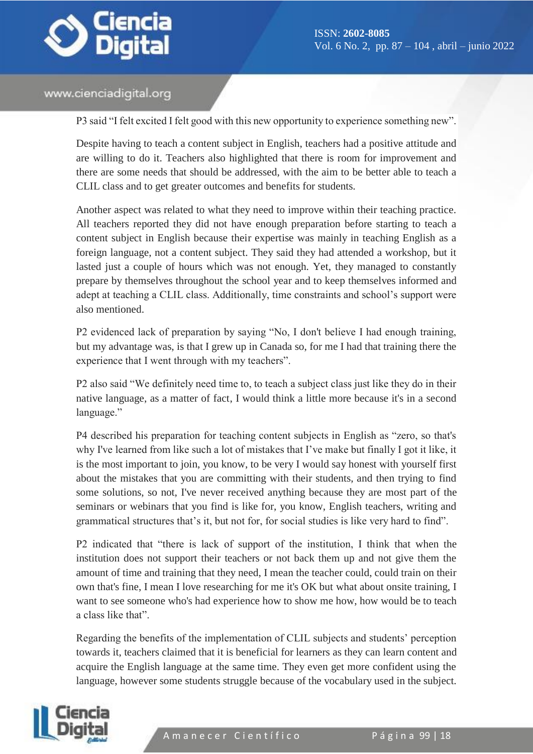P3 said "I felt excited I felt good with this new opportunity to experience something new".

Despite having to teach a content subject in English, teachers had a positive attitude and are willing to do it. Teachers also highlighted that there is room for improvement and there are some needs that should be addressed, with the aim to be better able to teach a CLIL class and to get greater outcomes and benefits for students.

Another aspect was related to what they need to improve within their teaching practice. All teachers reported they did not have enough preparation before starting to teach a content subject in English because their expertise was mainly in teaching English as a foreign language, not a content subject. They said they had attended a workshop, but it lasted just a couple of hours which was not enough. Yet, they managed to constantly prepare by themselves throughout the school year and to keep themselves informed and adept at teaching a CLIL class. Additionally, time constraints and school's support were also mentioned.

P2 evidenced lack of preparation by saying "No, I don't believe I had enough training, but my advantage was, is that I grew up in Canada so, for me I had that training there the experience that I went through with my teachers".

P2 also said "We definitely need time to, to teach a subject class just like they do in their native language, as a matter of fact, I would think a little more because it's in a second language."

P4 described his preparation for teaching content subjects in English as "zero, so that's why I've learned from like such a lot of mistakes that I've make but finally I got it like, it is the most important to join, you know, to be very I would say honest with yourself first about the mistakes that you are committing with their students, and then trying to find some solutions, so not, I've never received anything because they are most part of the seminars or webinars that you find is like for, you know, English teachers, writing and grammatical structures that's it, but not for, for social studies is like very hard to find".

P2 indicated that "there is lack of support of the institution, I think that when the institution does not support their teachers or not back them up and not give them the amount of time and training that they need, I mean the teacher could, could train on their own that's fine, I mean I love researching for me it's OK but what about onsite training, I want to see someone who's had experience how to show me how, how would be to teach a class like that".

Regarding the benefits of the implementation of CLIL subjects and students' perception towards it, teachers claimed that it is beneficial for learners as they can learn content and acquire the English language at the same time. They even get more confident using the language, however some students struggle because of the vocabulary used in the subject.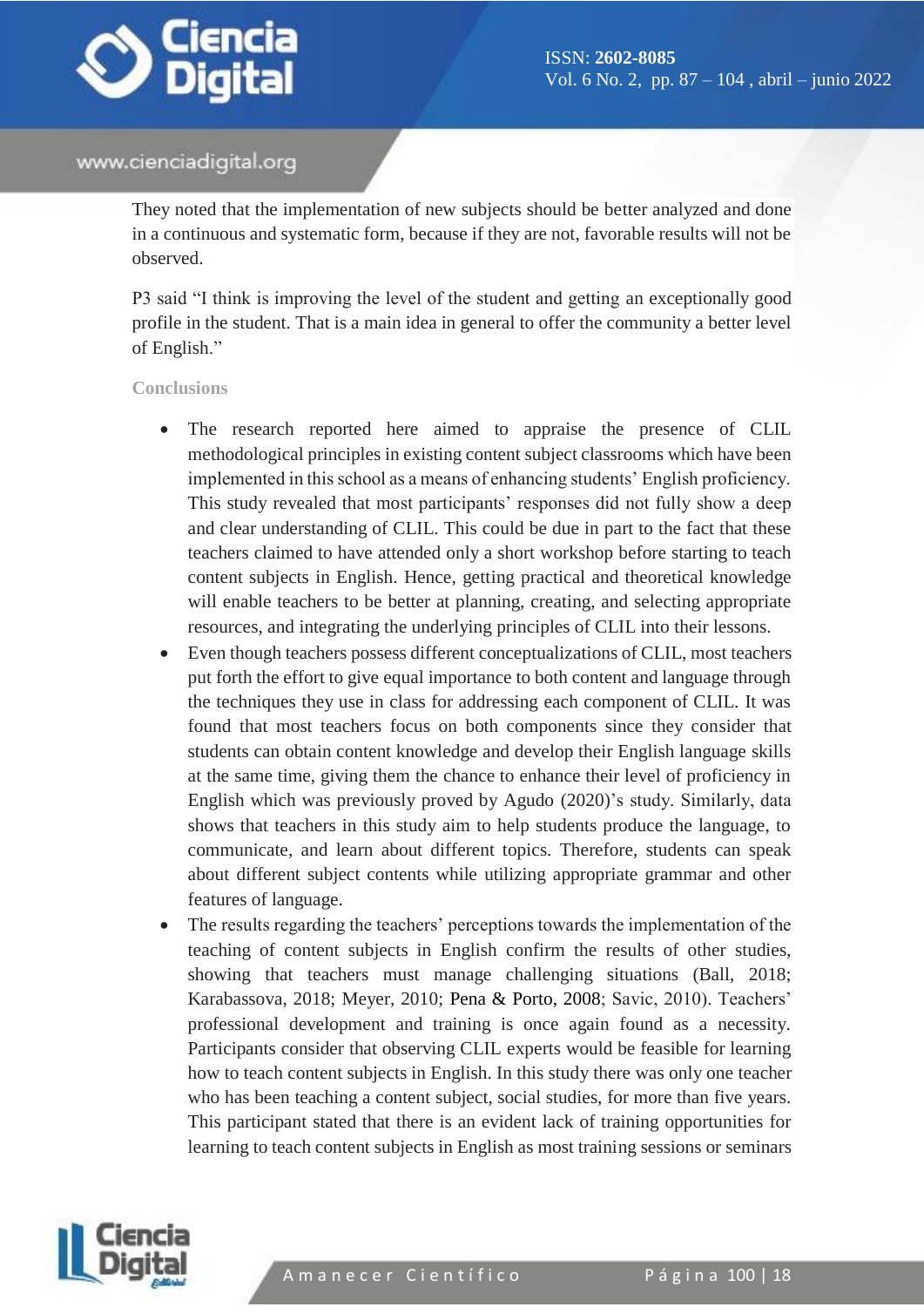They noted that the implementation of new subjects should be better analyzed and done in a continuous and systematic form, because if they are not, favorable results will not be observed.

P3 said "I think is improving the level of the student and getting an exceptionally good profile in the student. That is a main idea in general to offer the community a better level of English."

## Conclusions

- The research reported here aimed to appraise the presence of CLIL methodological principles in existing content subject classrooms which have been implemented in this school as a means of enhancing students' English proficiency. This study revealed that most participants' responses did not fully show a deep and clear understanding of CLIL. This could be due in part to the fact that these teachers claimed to have attended only a short workshop before starting to teach content subjects in English. Hence, getting practical and theoretical knowledge will enable teachers to be better at planning, creating, and selecting appropriate resources, and integrating the underlying principles of CLIL into their lessons.
- Even though teachers possess different conceptualizations of CLIL, most teachers put forth the effort to give equal importance to both content and language through the techniques they use in class for addressing each component of CLIL. It was found that most teachers focus on both components since they consider that students can obtain content knowledge and develop their English language skills at the same time, giving them the chance to enhance their level of proficiency in English which was previously proved by Agudo (2020)'s study. Similarly, data shows that teachers in this study aim to help students produce the language, to communicate, and learn about different topics. Therefore, students can speak about different subject contents while utilizing appropriate grammar and other features of language.
- The results regarding the teachers' perceptions towards the implementation of the teaching of content subjects in English confirm the results of other studies, showing that teachers must manage challenging situations (Ball, 2018; Karabassova, 2018; Meyer, 2010; Pena & Porto, 2008; Savic, 2010). Teachers' professional development and training is once again found as a necessity. Participants consider that observing CLIL experts would be feasible for learning how to teach content subjects in English. In this study there was only one teacher who has been teaching a content subject, social studies, for more than five years. This participant stated that there is an evident lack of training opportunities for learning to teach content subjects in English as most training sessions or seminars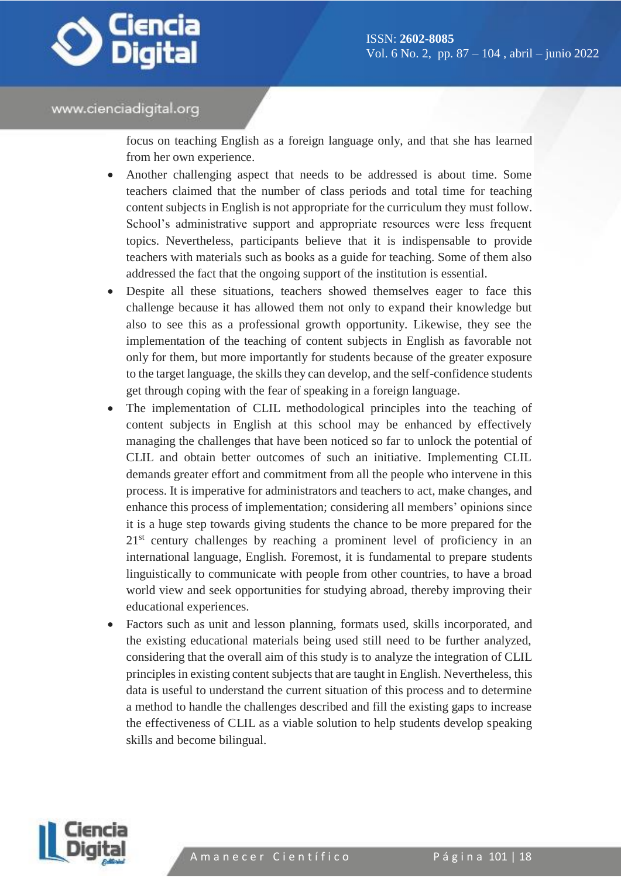focus on teaching English as a foreign language only, and that she has learned from her own experience.

- Another challenging aspect that needs to be addressed is about time. Some teachers claimed that the number of class periods and total time for teaching content subjects in English is not appropriate for the curriculum they must follow. School's administrative support and appropriate resources were less frequent topics. Nevertheless, participants believe that it is indispensable to provide teachers with materials such as books as a guide for teaching. Some of them also addressed the fact that the ongoing support of the institution is essential.
- Despite all these situations, teachers showed themselves eager to face this challenge because it has allowed them not only to expand their knowledge but also to see this as a professional growth opportunity. Likewise, they see the implementation of the teaching of content subjects in English as favorable not only for them, but more importantly for students because of the greater exposure to the target language, the skills they can develop, and the self-confidence students get through coping with the fear of speaking in a foreign language.
- The implementation of CLIL methodological principles into the teaching of content subjects in English at this school may be enhanced by effectively managing the challenges that have been noticed so far to unlock the potential of CLIL and obtain better outcomes of such an initiative. Implementing CLIL demands greater effort and commitment from all the people who intervene in this process. It is imperative for administrators and teachers to act, make changes, and enhance this process of implementation; considering all members' opinions since it is a huge step towards giving students the chance to be more prepared for the 21st century challenges by reaching a prominent level of proficiency in an international language, English. Foremost, it is fundamental to prepare students linguistically to communicate with people from other countries, to have a broad world view and seek opportunities for studying abroad, thereby improving their educational experiences.
- Factors such as unit and lesson planning, formats used, skills incorporated, and the existing educational materials being used still need to be further analyzed, considering that the overall aim of this study is to analyze the integration of CLIL principles in existing content subjects that are taught in English. Nevertheless, this data is useful to understand the current situation of this process and to determine a method to handle the challenges described and fill the existing gaps to increase the effectiveness of CLIL as a viable solution to help students develop speaking skills and become bilingual.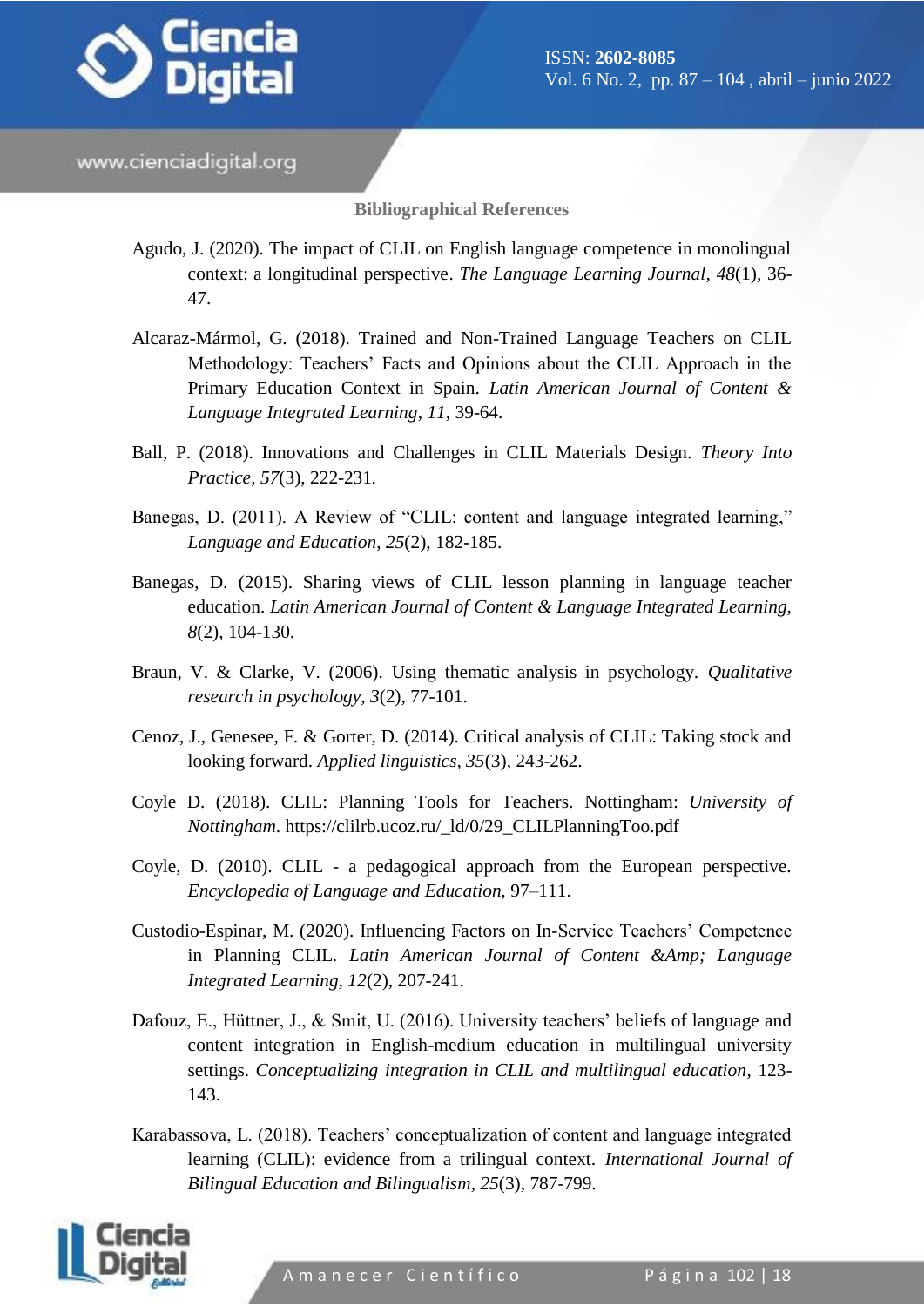## Bibliographical References

Agudo, J. (2020). The impact of CLIL on English language competence in monolingual context: a longitudinal perspective. *The Language Learning Journal*, *48*(1), 36-47.

Alcaraz-Mármol, G. (2018). Trained and Non-Trained Language Teachers on CLIL Methodology: Teachers' Facts and Opinions about the CLIL Approach in the Primary Education Context in Spain. *Latin American Journal of Content & Language Integrated Learning*, *11*, 39-64.

Ball, P. (2018). Innovations and Challenges in CLIL Materials Design. *Theory Into Practice*, *57*(3), 222-231.

Banegas, D. (2011). A Review of "CLIL: content and language integrated learning," *Language and Education*, *25*(2), 182-185.

Banegas, D. (2015). Sharing views of CLIL lesson planning in language teacher education. *Latin American Journal of Content & Language Integrated Learning*, *8*(2), 104-130.

Braun, V. & Clarke, V. (2006). Using thematic analysis in psychology. *Qualitative research in psychology*, *3*(2), 77-101.

Cenoz, J., Genesee, F. & Gorter, D. (2014). Critical analysis of CLIL: Taking stock and looking forward. *Applied linguistics*, *35*(3), 243-262.

Coyle D. (2018). CLIL: Planning Tools for Teachers. Nottingham: *University of Nottingham*. https://clilrb.ucoz.ru/_ld/0/29_CLILPlanningToo.pdf

Coyle, D. (2010). CLIL - a pedagogical approach from the European perspective. *Encyclopedia of Language and Education,* 97–111.

Custodio-Espinar, M. (2020). Influencing Factors on In-Service Teachers' Competence in Planning CLIL. *Latin American Journal of Content &Amp; Language Integrated Learning*, *12*(2), 207-241.

Dafouz, E., Hüttner, J., & Smit, U. (2016). University teachers' beliefs of language and content integration in English-medium education in multilingual university settings. *Conceptualizing integration in CLIL and multilingual education*, 123-143.

Karabassova, L. (2018). Teachers' conceptualization of content and language integrated learning (CLIL): evidence from a trilingual context. *International Journal of Bilingual Education and Bilingualism*, *25*(3), 787-799.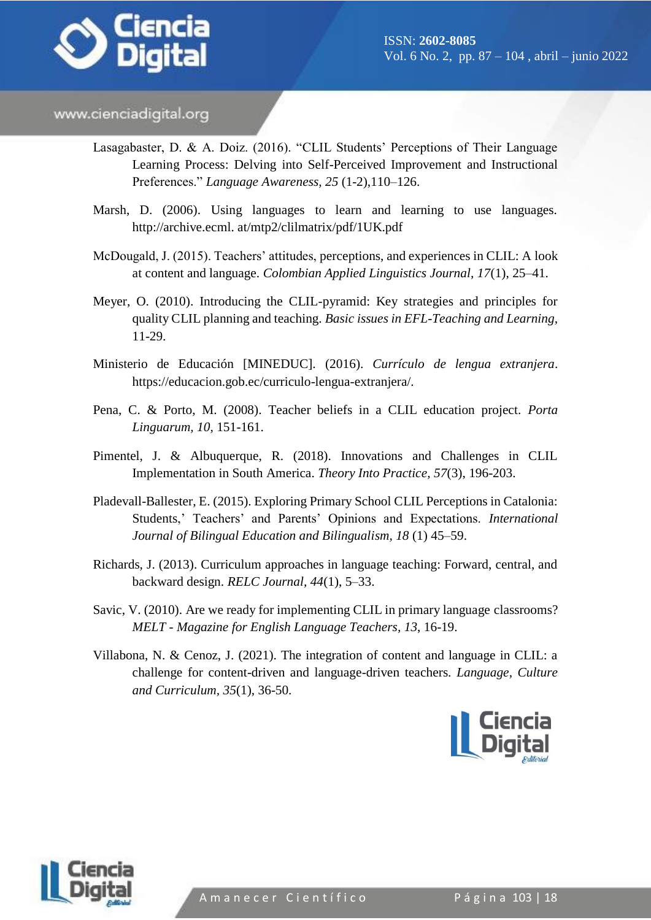Lasagabaster, D. & A. Doiz. (2016). "CLIL Students' Perceptions of Their Language Learning Process: Delving into Self-Perceived Improvement and Instructional Preferences." *Language Awareness, 25* (1-2),110–126.

Marsh, D. (2006). Using languages to learn and learning to use languages. http://archive.ecml. at/mtp2/clilmatrix/pdf/1UK.pdf

McDougald, J. (2015). Teachers' attitudes, perceptions, and experiences in CLIL: A look at content and language. *Colombian Applied Linguistics Journal*, *17*(1), 25–41.

Meyer, O. (2010). Introducing the CLIL-pyramid: Key strategies and principles for quality CLIL planning and teaching. *Basic issues in EFL-Teaching and Learning*, 11-29.

Ministerio de Educación [MINEDUC]. (2016). *Currículo de lengua extranjera*. https://educacion.gob.ec/curriculo-lengua-extranjera/.

Pena, C. & Porto, M. (2008). Teacher beliefs in a CLIL education project. *Porta Linguarum, 10,* 151-161.

Pimentel, J. & Albuquerque, R. (2018). Innovations and Challenges in CLIL Implementation in South America. *Theory Into Practice*, *57*(3), 196-203.

Pladevall-Ballester, E. (2015). Exploring Primary School CLIL Perceptions in Catalonia: Students,' Teachers' and Parents' Opinions and Expectations. *International Journal of Bilingual Education and Bilingualism, 18* (1) 45–59.

Richards, J. (2013). Curriculum approaches in language teaching: Forward, central, and backward design. *RELC Journal*, *44*(1), 5–33.

Savic, V. (2010). Are we ready for implementing CLIL in primary language classrooms? *MELT - Magazine for English Language Teachers*, *13*, 16-19.

Villabona, N. & Cenoz, J. (2021). The integration of content and language in CLIL: a challenge for content-driven and language-driven teachers. *Language, Culture and Curriculum*, *35*(1), 36-50.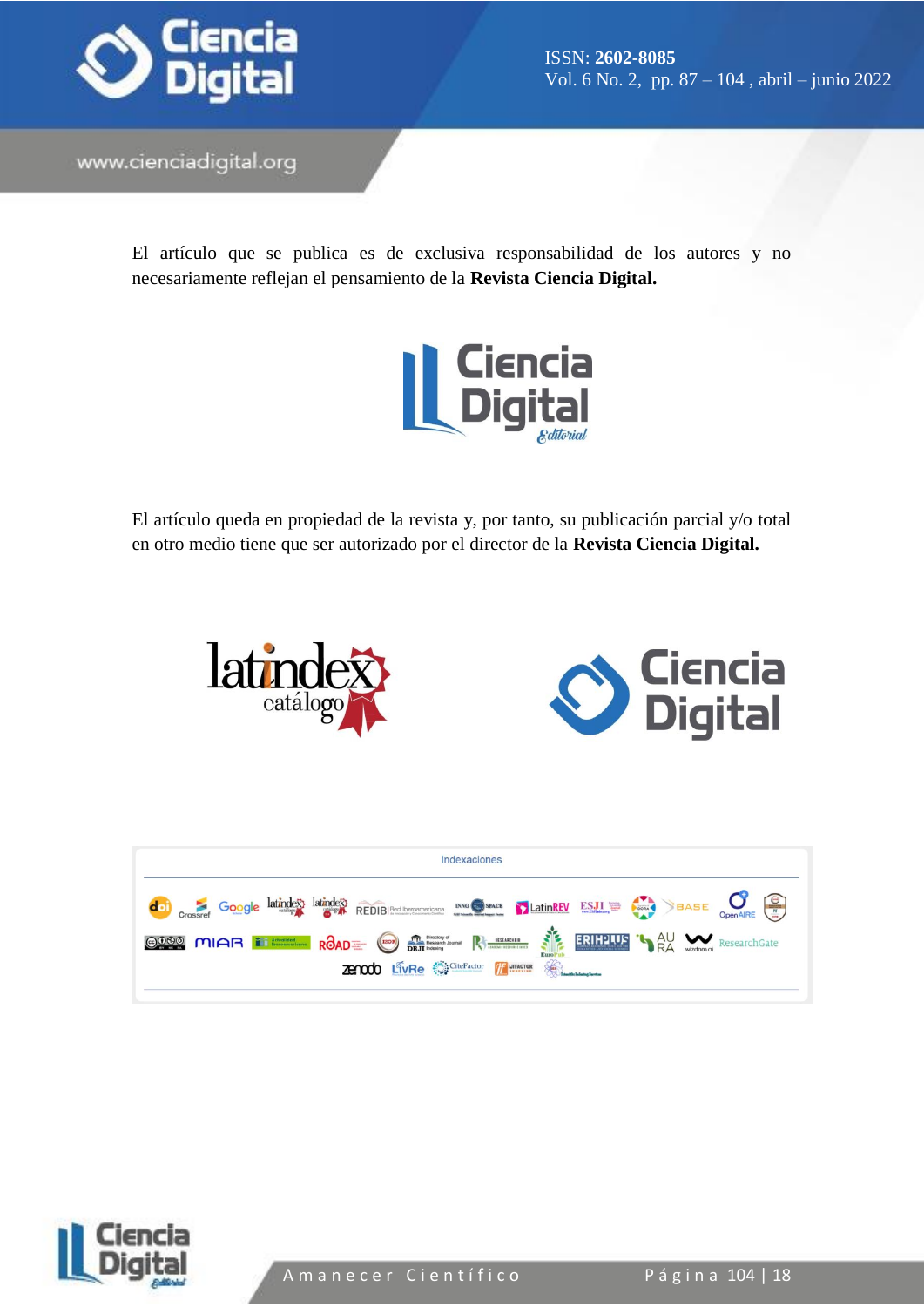El artículo que se publica es de exclusiva responsabilidad de los autores y no necesariamente reflejan el pensamiento de la **Revista Ciencia Digital.**

El artículo queda en propiedad de la revista y, por tanto, su publicación parcial y/o total en otro medio tiene que ser autorizado por el director de la **Revista Ciencia Digital.**

Indexaciones